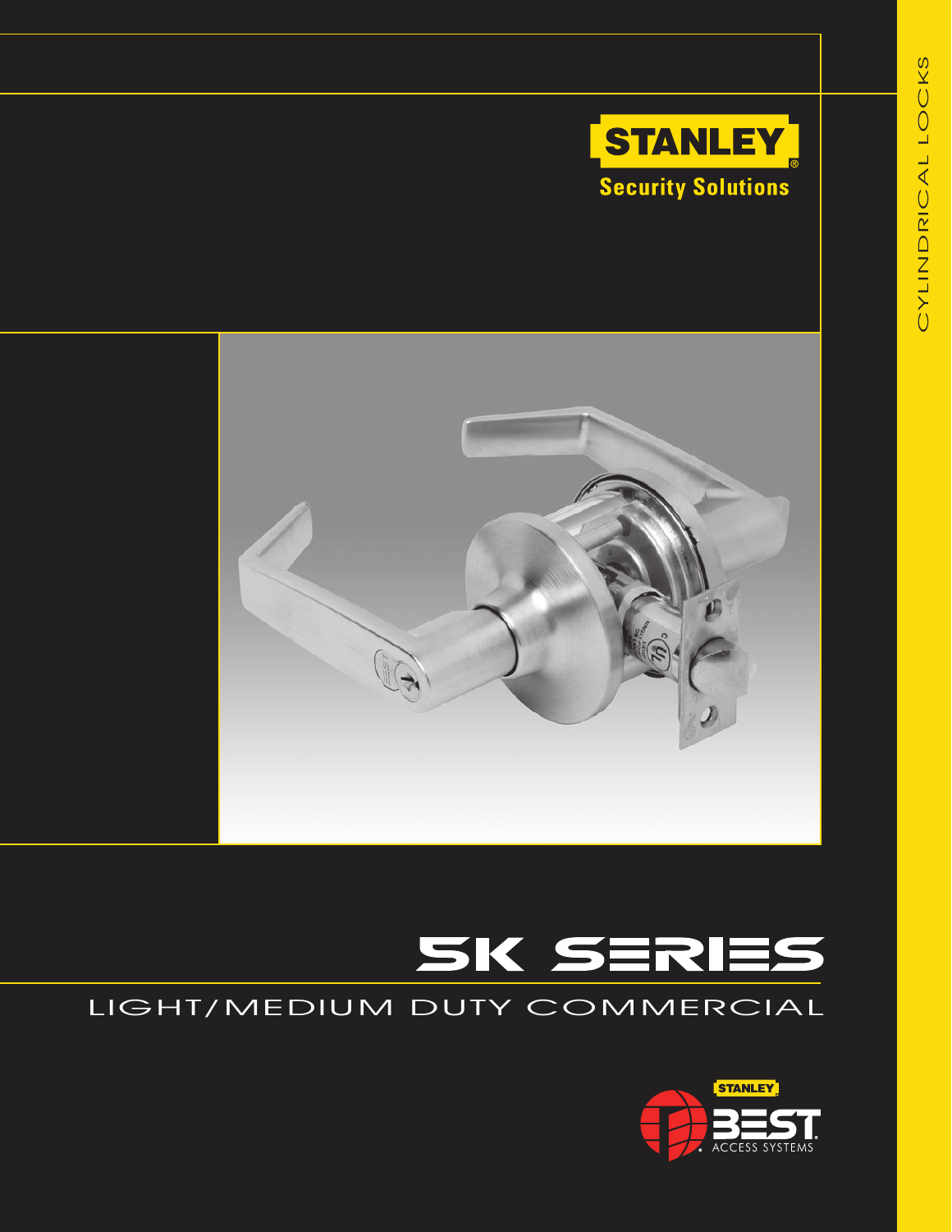CYLINDRICAL LOCKS

STANLEY

Security Solutions

# 5K SERIES

## LIGHT/MEDIUM DUTY COMMERCIAL

STANLEY

BEST

ACCESS SYSTEMS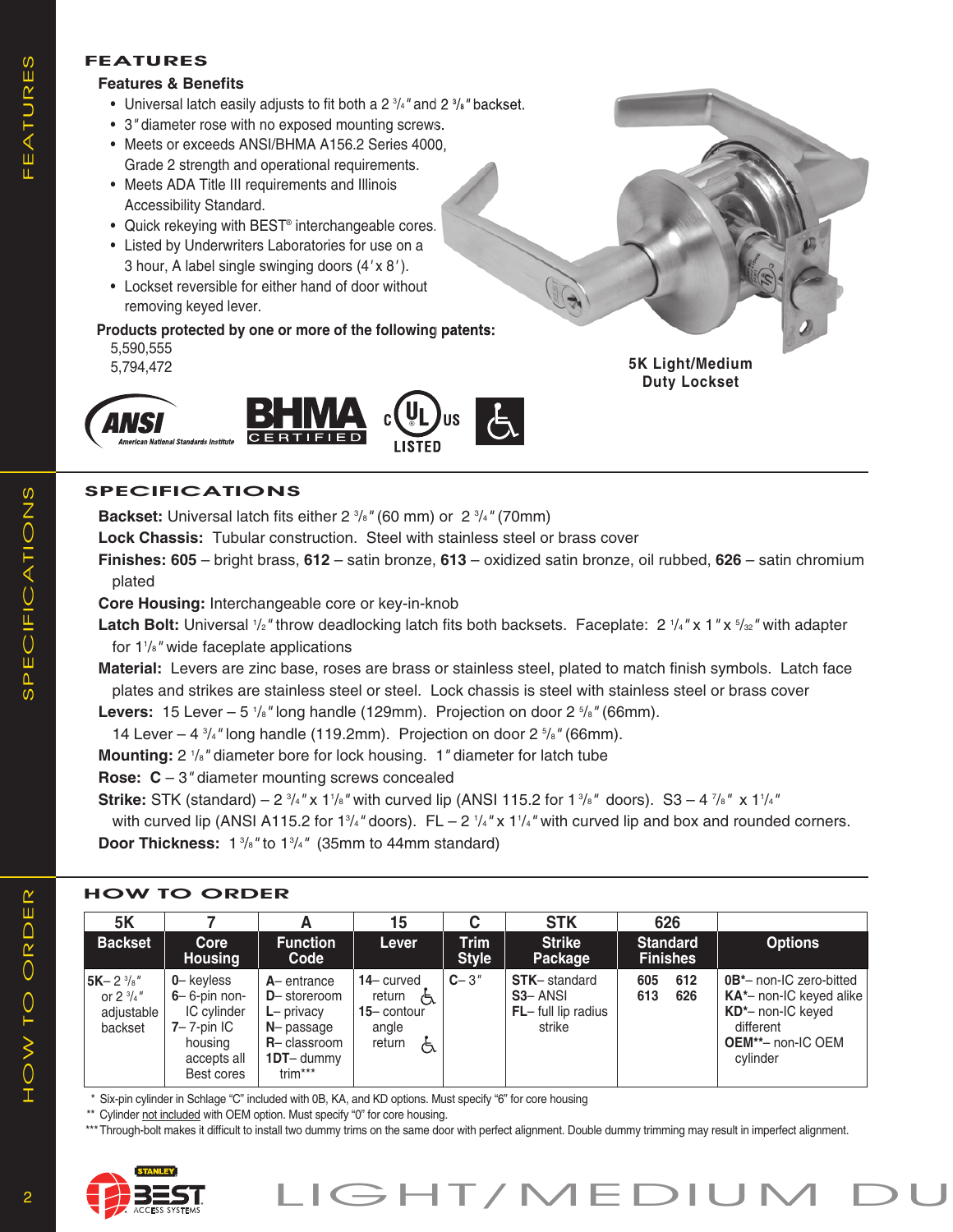## FEATURES

### Features & Benefits

- Universal latch easily adjusts to fit both a 2 3/4" and 2 3/8" backset.
- 3" diameter rose with no exposed mounting screws.
- Meets or exceeds ANSI/BHMA A156.2 Series 4000, Grade 2 strength and operational requirements.
- Meets ADA Title III requirements and Illinois Accessibility Standard.
- Quick rekeying with BEST® interchangeable cores.
- Listed by Underwriters Laboratories for use on a 3 hour, A label single swinging doors (4' x 8').
- Lockset reversible for either hand of door without removing keyed lever.

**Products protected by one or more of the following patents:**
5,590,555
5,794,472

**5K Light/Medium Duty Lockset**

## SPECIFICATIONS

**Backset:** Universal latch fits either 2 3/8" (60 mm) or 2 3/4" (70mm)

**Lock Chassis:** Tubular construction. Steel with stainless steel or brass cover

**Finishes: 605** – bright brass, **612** – satin bronze, **613** – oxidized satin bronze, oil rubbed, **626** – satin chromium plated

**Core Housing:** Interchangeable core or key-in-knob

**Latch Bolt:** Universal 1/2" throw deadlocking latch fits both backsets. Faceplate: 2 1/4" x 1" x 5/32" with adapter for 1 1/8" wide faceplate applications

**Material:** Levers are zinc base, roses are brass or stainless steel, plated to match finish symbols. Latch face plates and strikes are stainless steel or steel. Lock chassis is steel with stainless steel or brass cover

**Levers:** 15 Lever – 5 1/8" long handle (129mm). Projection on door 2 5/8" (66mm).
14 Lever – 4 3/4" long handle (119.2mm). Projection on door 2 5/8" (66mm).

**Mounting:** 2 1/8" diameter bore for lock housing. 1" diameter for latch tube

**Rose: C** – 3" diameter mounting screws concealed

**Strike:** STK (standard) – 2 3/4" x 1 1/8" with curved lip (ANSI 115.2 for 1 3/8" doors). S3 – 4 7/8" x 1 1/4" with curved lip (ANSI A115.2 for 1 3/4" doors). FL – 2 1/4" x 1 1/4" with curved lip and box and rounded corners.

**Door Thickness:** 1 3/8" to 1 3/4" (35mm to 44mm standard)

## HOW TO ORDER

| 5K | 7 | A | 15 | C | STK | 626 | |
|---|---|---|---|---|---|---|---|
| **Backset** | **Core Housing** | **Function Code** | **Lever** | **Trim Style** | **Strike Package** | **Standard Finishes** | **Options** |
| **5K**– 2 3/8" or 2 3/4" adjustable backset | **0**– keyless<br>**6**– 6-pin non-IC cylinder<br>**7**– 7-pin IC housing accepts all Best cores | **A**– entrance<br>**D**– storeroom<br>**L**– privacy<br>**N**– passage<br>**R**– classroom<br>**1DT**– dummy trim*** | **14**– curved return ♿<br>**15**– contour angle return ♿ | **C**– 3" | **STK**– standard<br>**S3**– ANSI<br>**FL**– full lip radius strike | 605 612<br>613 626 | **0B***– non-IC zero-bitted<br>**KA***– non-IC keyed alike<br>**KD***– non-IC keyed different<br>**OEM****– non-IC OEM cylinder |

\* Six-pin cylinder in Schlage "C" included with 0B, KA, and KD options. Must specify "6" for core housing

\*\* Cylinder not included with OEM option. Must specify "0" for core housing.

\*\*\* Through-bolt makes it difficult to install two dummy trims on the same door with perfect alignment. Double dummy trimming may result in imperfect alignment.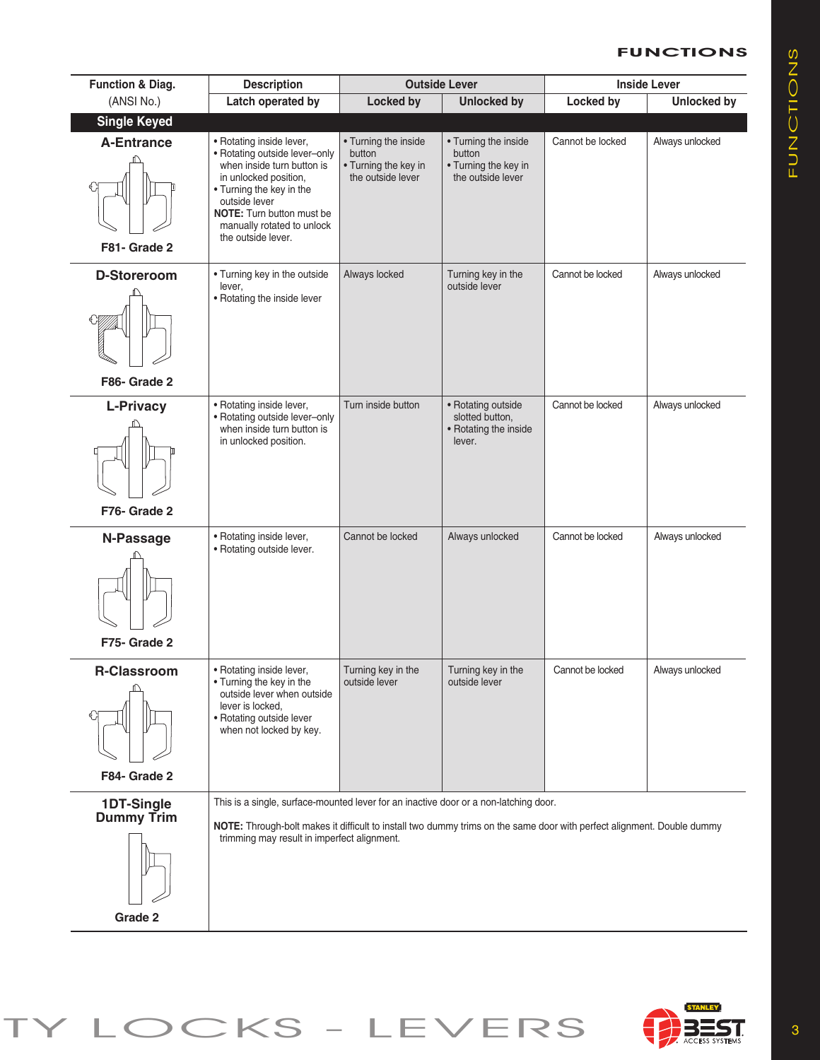## FUNCTIONS

| Function & Diag. (ANSI No.) | Description<br>Latch operated by | Outside Lever<br>Locked by | Outside Lever<br>Unlocked by | Inside Lever<br>Locked by | Inside Lever<br>Unlocked by |
|---|---|---|---|---|---|
| **Single Keyed** | | | | | |
| **A-Entrance**<br>**F81- Grade 2** | • Rotating inside lever,<br>• Rotating outside lever–only when inside turn button is in unlocked position,<br>• Turning the key in the outside lever<br>**NOTE:** Turn button must be manually rotated to unlock the outside lever. | • Turning the inside button<br>• Turning the key in the outside lever | • Turning the inside button<br>• Turning the key in the outside lever | Cannot be locked | Always unlocked |
| **D-Storeroom**<br>**F86- Grade 2** | • Turning key in the outside lever,<br>• Rotating the inside lever | Always locked | Turning key in the outside lever | Cannot be locked | Always unlocked |
| **L-Privacy**<br>**F76- Grade 2** | • Rotating inside lever,<br>• Rotating outside lever–only when inside turn button is in unlocked position. | Turn inside button | • Rotating outside slotted button,<br>• Rotating the inside lever. | Cannot be locked | Always unlocked |
| **N-Passage**<br>**F75- Grade 2** | • Rotating inside lever,<br>• Rotating outside lever. | Cannot be locked | Always unlocked | Cannot be locked | Always unlocked |
| **R-Classroom**<br>**F84- Grade 2** | • Rotating inside lever,<br>• Turning the key in the outside lever when outside lever is locked,<br>• Rotating outside lever when not locked by key. | Turning key in the outside lever | Turning key in the outside lever | Cannot be locked | Always unlocked |
| **1DT-Single Dummy Trim**<br>**Grade 2** | This is a single, surface-mounted lever for an inactive door or a non-latching door.<br>**NOTE:** Through-bolt makes it difficult to install two dummy trims on the same door with perfect alignment. Double dummy trimming may result in imperfect alignment. | | | | |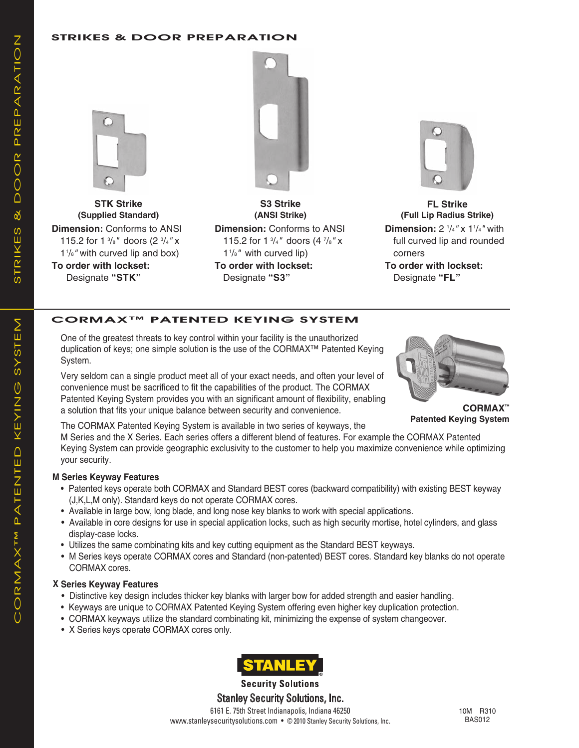## STRIKES & DOOR PREPARATION

**STK Strike**
**(Supplied Standard)**

**Dimension:** Conforms to ANSI 115.2 for 1 3/8" doors (2 3/4" x 1 1/8" with curved lip and box)

**To order with lockset:** Designate **"STK"**

**S3 Strike**
**(ANSI Strike)**

**Dimension:** Conforms to ANSI 115.2 for 1 3/4" doors (4 7/8" x 1 1/8" with curved lip)

**To order with lockset:** Designate **"S3"**

**FL Strike**
**(Full Lip Radius Strike)**

**Dimension:** 2 1/4" x 1 1/4" with full curved lip and rounded corners

**To order with lockset:** Designate **"FL"**

## CORMAX™ PATENTED KEYING SYSTEM

One of the greatest threats to key control within your facility is the unauthorized duplication of keys; one simple solution is the use of the CORMAX™ Patented Keying System.

Very seldom can a single product meet all of your exact needs, and often your level of convenience must be sacrificed to fit the capabilities of the product. The CORMAX Patented Keying System provides you with an significant amount of flexibility, enabling a solution that fits your unique balance between security and convenience.

**CORMAX™**
**Patented Keying System**

The CORMAX Patented Keying System is available in two series of keyways, the M Series and the X Series. Each series offers a different blend of features. For example the CORMAX Patented Keying System can provide geographic exclusivity to the customer to help you maximize convenience while optimizing your security.

### M Series Keyway Features

- Patented keys operate both CORMAX and Standard BEST cores (backward compatibility) with existing BEST keyway (J,K,L,M only). Standard keys do not operate CORMAX cores.
- Available in large bow, long blade, and long nose key blanks to work with special applications.
- Available in core designs for use in special application locks, such as high security mortise, hotel cylinders, and glass display-case locks.
- Utilizes the same combinating kits and key cutting equipment as the Standard BEST keyways.
- M Series keys operate CORMAX cores and Standard (non-patented) BEST cores. Standard key blanks do not operate CORMAX cores.

### X Series Keyway Features

- Distinctive key design includes thicker key blanks with larger bow for added strength and easier handling.
- Keyways are unique to CORMAX Patented Keying System offering even higher key duplication protection.
- CORMAX keyways utilize the standard combinating kit, minimizing the expense of system changeover.
- X Series keys operate CORMAX cores only.

STANLEY
Security Solutions

Stanley Security Solutions, Inc.
6161 E. 75th Street Indianapolis, Indiana 46250
www.stanleysecuritysolutions.com • © 2010 Stanley Security Solutions, Inc.

10M R310
BAS012